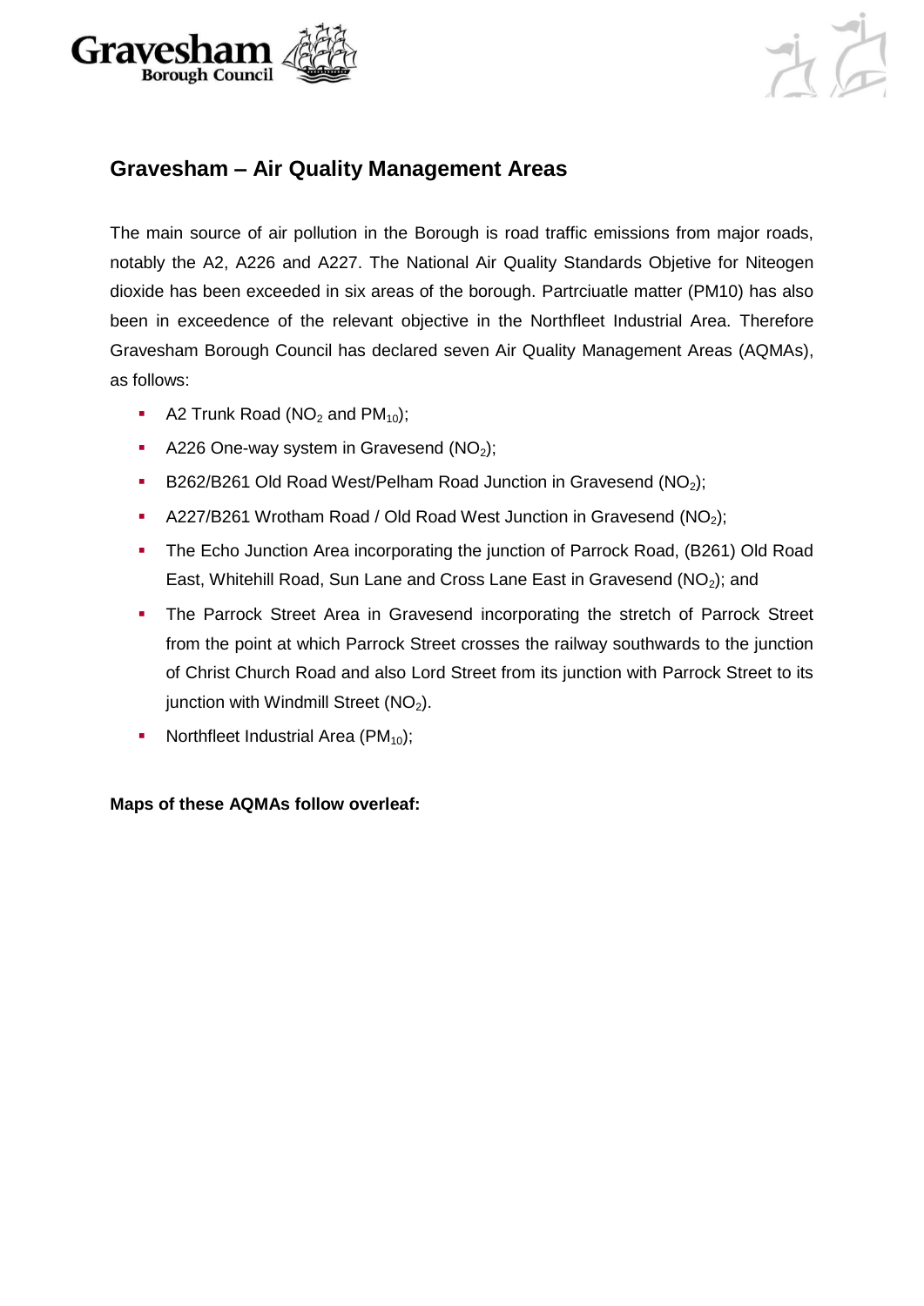## Gravesham – Air Quality Management Areas

The main source of air pollution in the Borough is road traffic emissions from major roads, notably the A2, A226 and A227. The National Air Quality Standards Objetive for Niteogen dioxide has been exceeded in six areas of the borough. Partrciuatle matter (PM10) has also been in exceedence of the relevant objective in the Northfleet Industrial Area. Therefore Gravesham Borough Council has declared seven Air Quality Management Areas (AQMAs), as follows:

- A2 Trunk Road ($NO_2$ and $PM_{10}$);
- A226 One-way system in Gravesend ($NO_2$);
- B262/B261 Old Road West/Pelham Road Junction in Gravesend ($NO_2$);
- A227/B261 Wrotham Road / Old Road West Junction in Gravesend ($NO_2$);
- The Echo Junction Area incorporating the junction of Parrock Road, (B261) Old Road East, Whitehill Road, Sun Lane and Cross Lane East in Gravesend ($NO_2$); and
- The Parrock Street Area in Gravesend incorporating the stretch of Parrock Street from the point at which Parrock Street crosses the railway southwards to the junction of Christ Church Road and also Lord Street from its junction with Parrock Street to its junction with Windmill Street ($NO_2$).
- Northfleet Industrial Area ($PM_{10}$);

**Maps of these AQMAs follow overleaf:**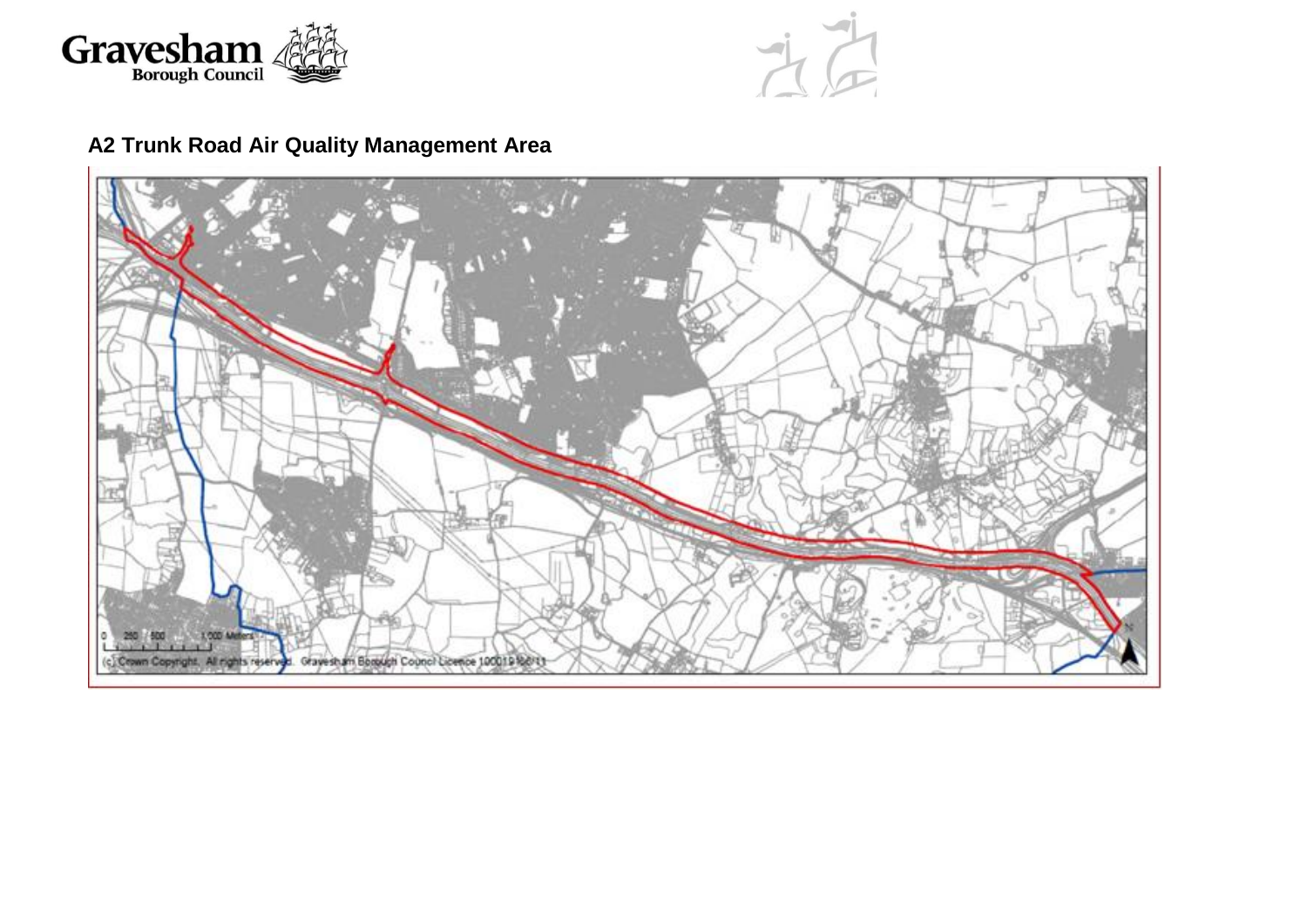## A2 Trunk Road Air Quality Management Area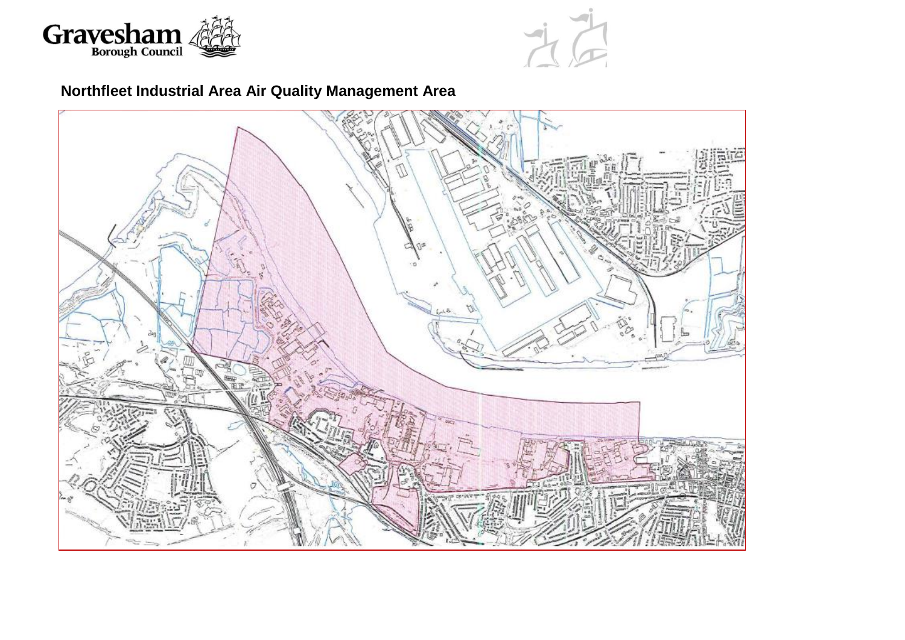Gravesham Borough Council

## Northfleet Industrial Area Air Quality Management Area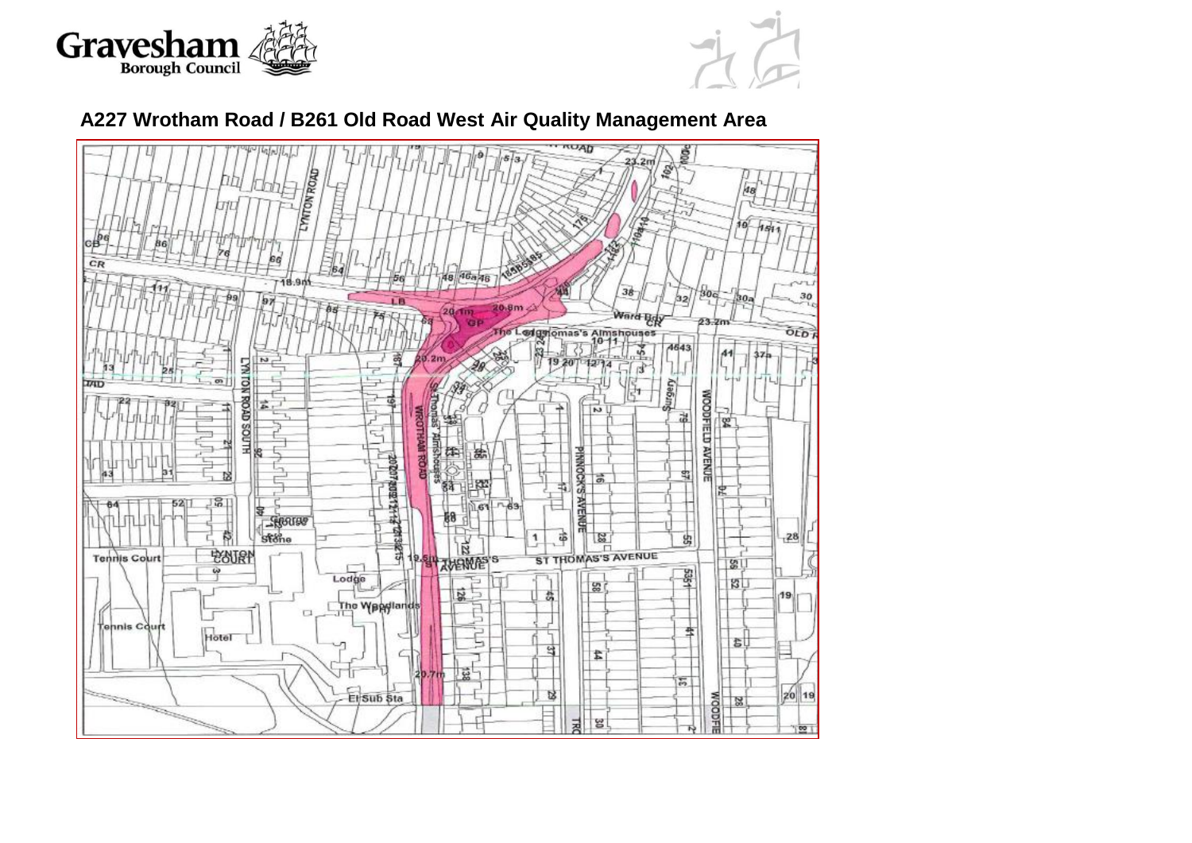# A227 Wrotham Road / B261 Old Road West Air Quality Management Area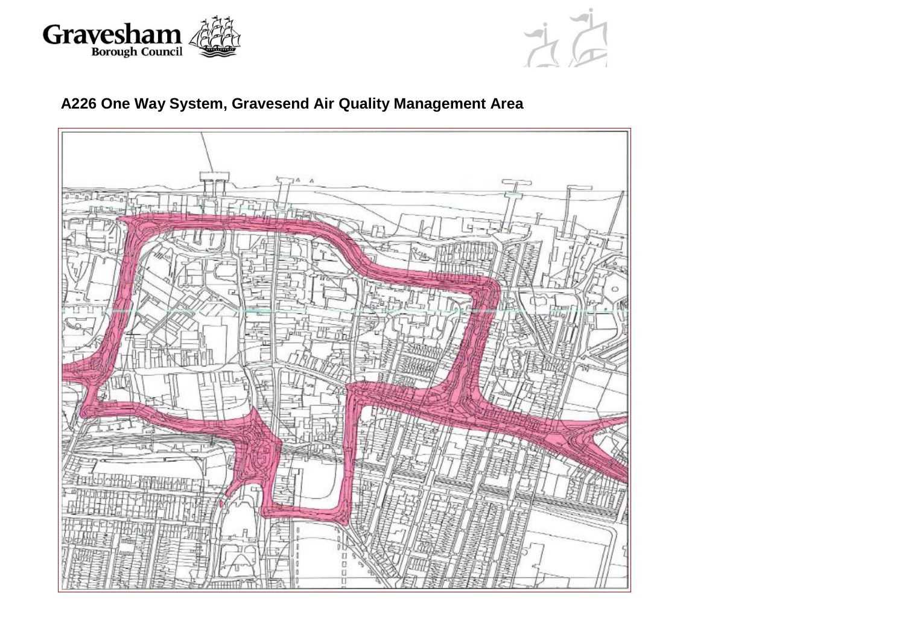# A226 One Way System, Gravesend Air Quality Management Area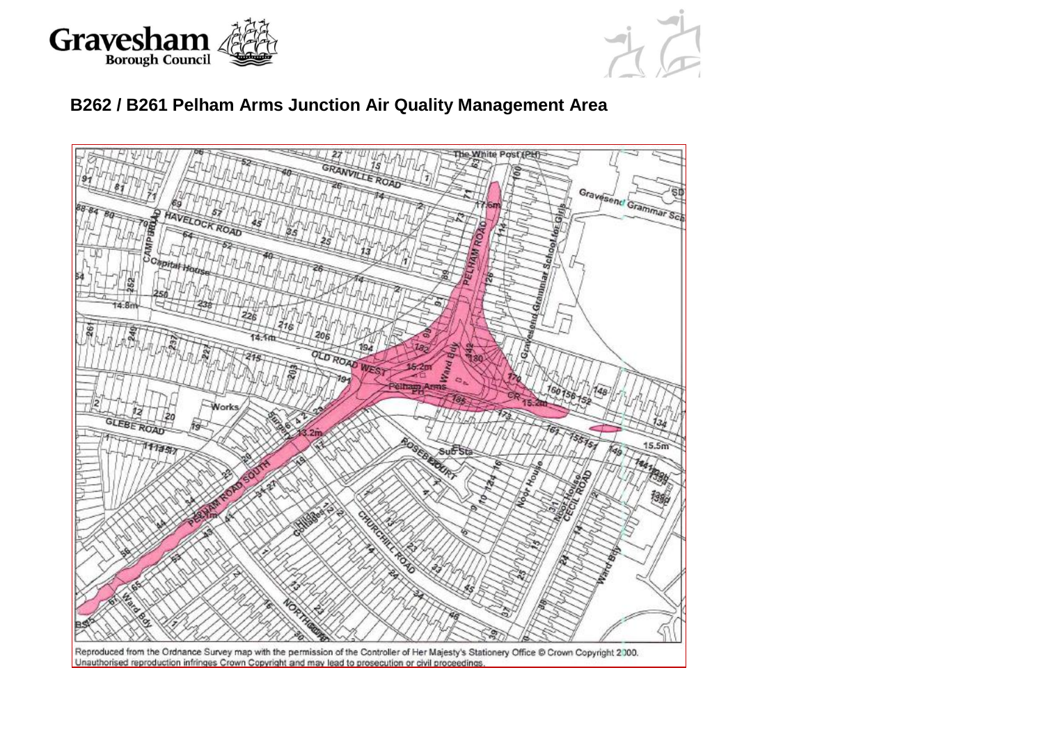## B262 / B261 Pelham Arms Junction Air Quality Management Area

Reproduced from the Ordnance Survey map with the permission of the Controller of Her Majesty's Stationery Office © Crown Copyright 2000. Unauthorised reproduction infringes Crown Copyright and may lead to prosecution or civil proceedings.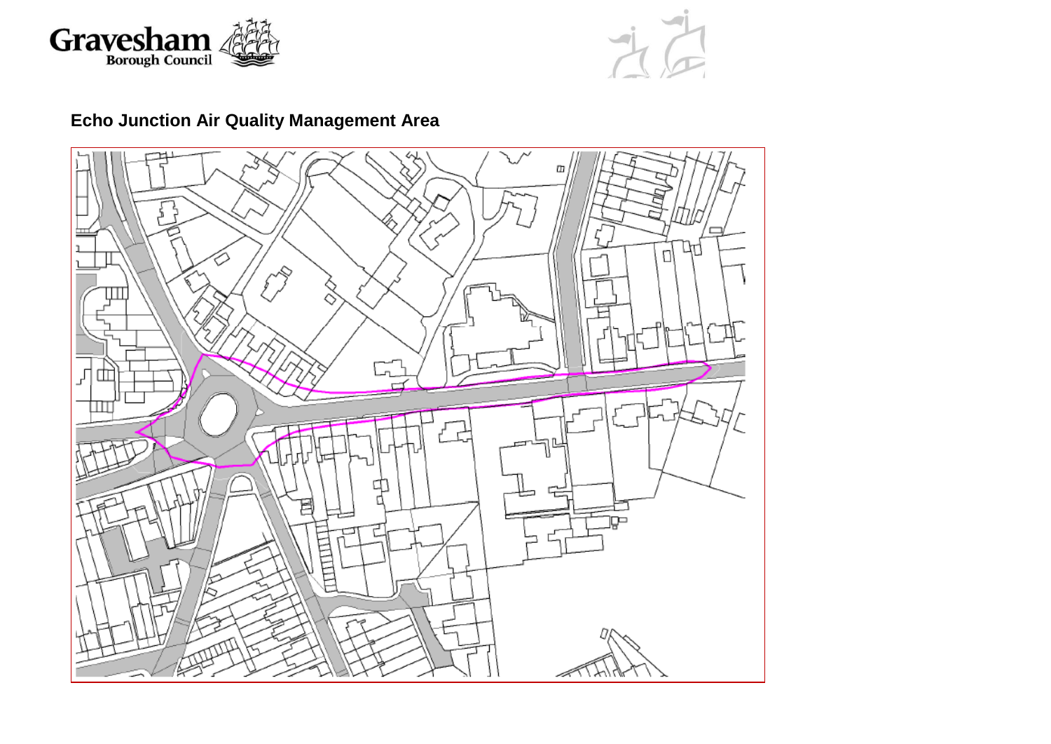Gravesham Borough Council

## Echo Junction Air Quality Management Area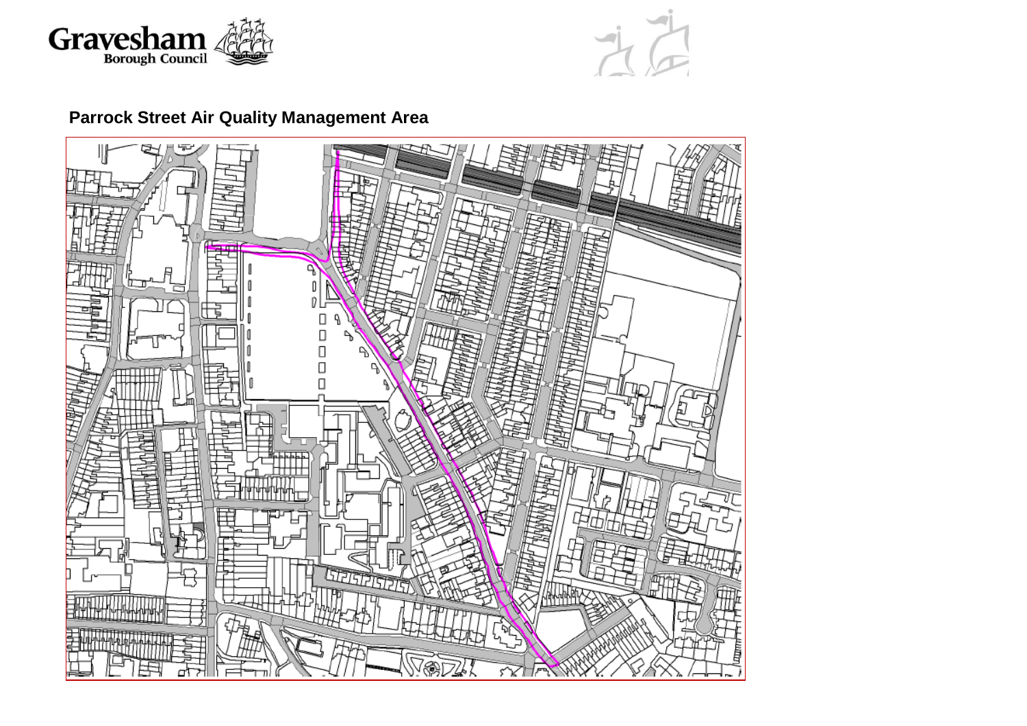Gravesham Borough Council

# Parrock Street Air Quality Management Area